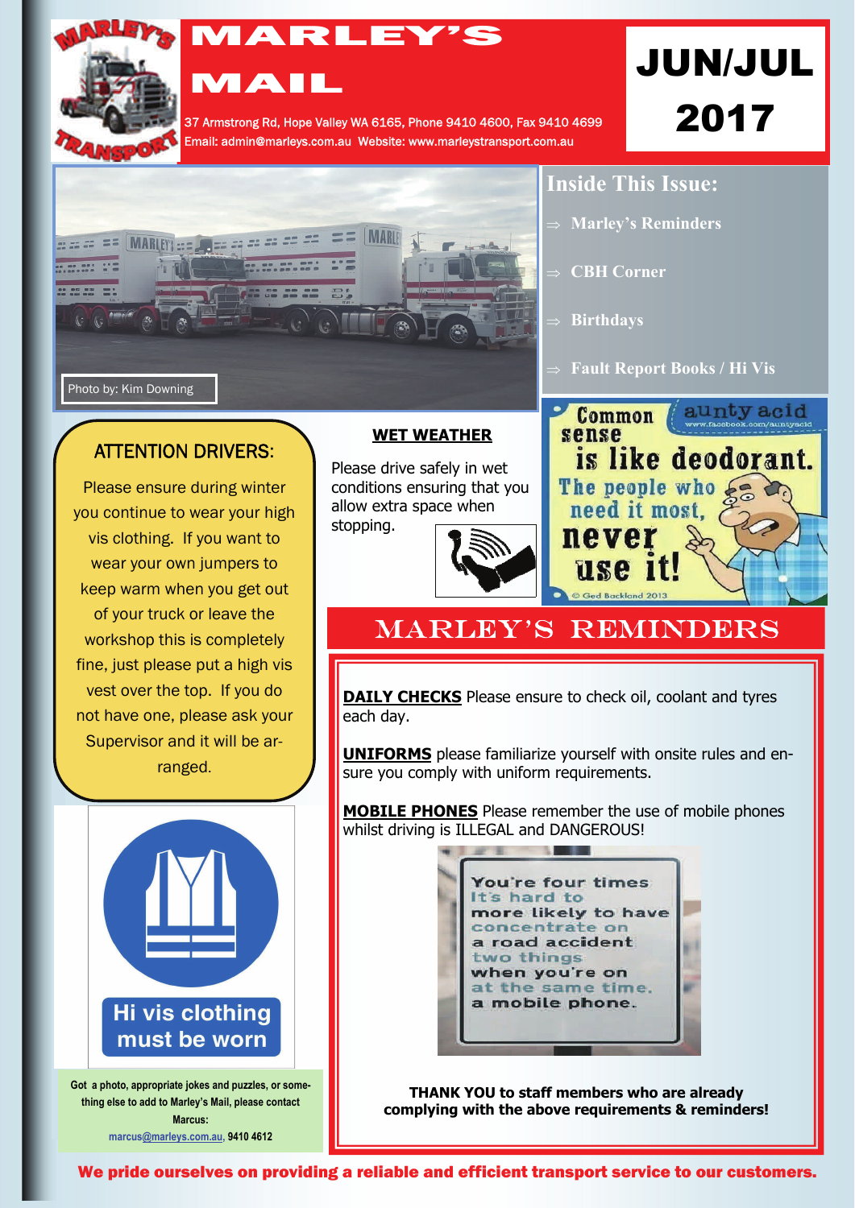# MARLEY'S MAIL

37 Armstrong Rd, Hope Valley WA 6165, Phone 9410 4600, Fax 9410 4699
Email: admin@marleys.com.au Website: www.marleystransport.com.au

**JUN/JUL 2017**

Photo by: Kim Downing

## Inside This Issue:

- Marley's Reminders
- CBH Corner
- Birthdays
- Fault Report Books / Hi Vis

## ATTENTION DRIVERS:

Please ensure during winter you continue to wear your high vis clothing. If you want to wear your own jumpers to keep warm when you get out of your truck or leave the workshop this is completely fine, just please put a high vis vest over the top. If you do not have one, please ask your Supervisor and it will be arranged.

Hi vis clothing must be worn

**Got a photo, appropriate jokes and puzzles, or something else to add to Marley's Mail, please contact Marcus:**
marcus@marleys.com.au, **9410 4612**

## WET WEATHER

Please drive safely in wet conditions ensuring that you allow extra space when stopping.

Common sense is like deodorant. The people who need it most, never use it!

## MARLEY'S REMINDERS

**DAILY CHECKS** Please ensure to check oil, coolant and tyres each day.

**UNIFORMS** please familiarize yourself with onsite rules and ensure you comply with uniform requirements.

**MOBILE PHONES** Please remember the use of mobile phones whilst driving is ILLEGAL and DANGEROUS!

**THANK YOU to staff members who are already complying with the above requirements & reminders!**

**We pride ourselves on providing a reliable and efficient transport service to our customers.**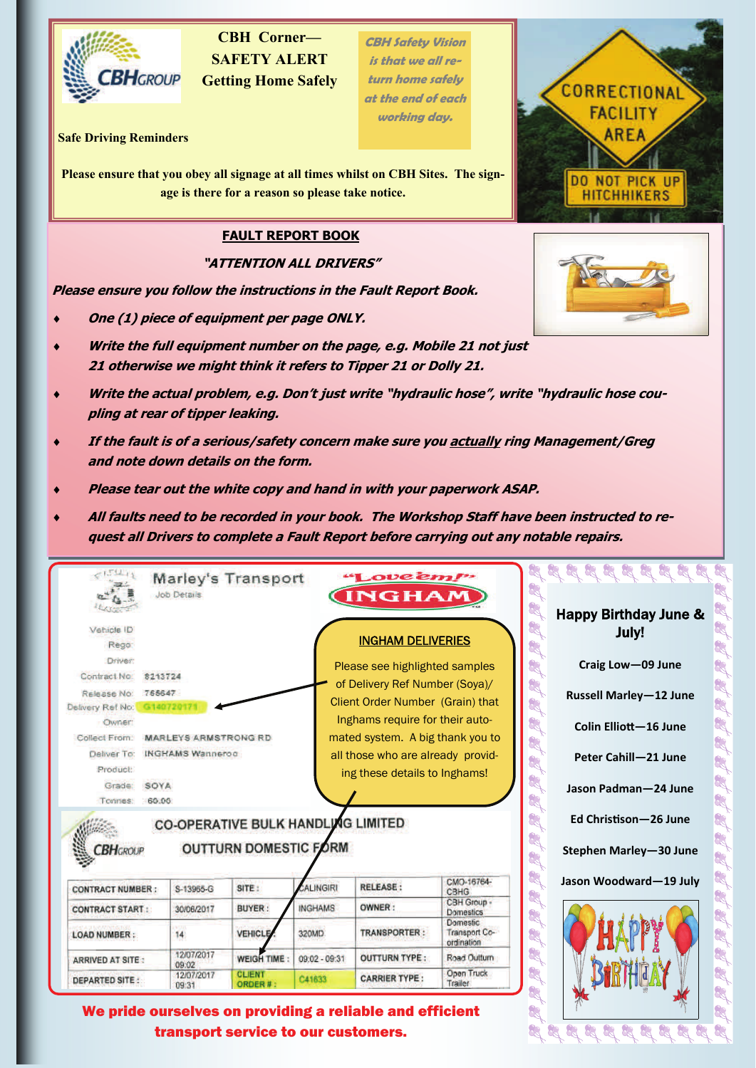# CBH Corner—SAFETY ALERT Getting Home Safely

*CBH Safety Vision is that we all return home safely at the end of each working day.*

**Safe Driving Reminders**

**Please ensure that you obey all signage at all times whilst on CBH Sites. The signage is there for a reason so please take notice.**

## FAULT REPORT BOOK

***"ATTENTION ALL DRIVERS"***

***Please ensure you follow the instructions in the Fault Report Book.***

- ***One (1) piece of equipment per page ONLY.***
- ***Write the full equipment number on the page, e.g. Mobile 21 not just 21 otherwise we might think it refers to Tipper 21 or Dolly 21.***
- ***Write the actual problem, e.g. Don't just write "hydraulic hose", write "hydraulic hose coupling at rear of tipper leaking.***
- ***If the fault is of a serious/safety concern make sure you actually ring Management/Greg and note down details on the form.***
- ***Please tear out the white copy and hand in with your paperwork ASAP.***
- ***All faults need to be recorded in your book. The Workshop Staff have been instructed to request all Drivers to complete a Fault Report before carrying out any notable repairs.***

## INGHAM DELIVERIES

Please see highlighted samples of Delivery Ref Number (Soya)/ Client Order Number (Grain) that Inghams require for their automated system. A big thank you to all those who are already providing these details to Inghams!

Marley's Transport
Job Details

Vehicle ID:
Rego:
Driver:
Contract No: 8213724
Release No: 765647
Delivery Ref No: G140720171
Owner:
Collect From: MARLEYS ARMSTRONG RD
Deliver To: INGHAMS Wanneroo
Product:
Grade: SOYA
Tonnes: 60.00

CO-OPERATIVE BULK HANDLING LIMITED
OUTTURN DOMESTIC FORM

| | | | | | |
|---|---|---|---|---|---|
| CONTRACT NUMBER : | S-13965-G | SITE : | CALINGIRI | RELEASE : | CMO-16764-CBHG |
| CONTRACT START : | 30/06/2017 | BUYER : | INGHAMS | OWNER : | CBH Group - Domestics |
| LOAD NUMBER : | 14 | VEHICLE : | 320MD | TRANSPORTER : | Domestic Transport Co-ordination |
| ARRIVED AT SITE : | 12/07/2017 09:02 | WEIGH TIME : | 09:02 - 09:31 | OUTTURN TYPE : | Road Outturn |
| DEPARTED SITE : | 12/07/2017 09:31 | CLIENT ORDER # : | C41633 | CARRIER TYPE : | Open Truck Trailer |

**We pride ourselves on providing a reliable and efficient transport service to our customers.**

## Happy Birthday June & July!

**Craig Low—09 June**

**Russell Marley—12 June**

**Colin Elliott—16 June**

**Peter Cahill—21 June**

**Jason Padman—24 June**

**Ed Christison—26 June**

**Stephen Marley—30 June**

**Jason Woodward—19 July**